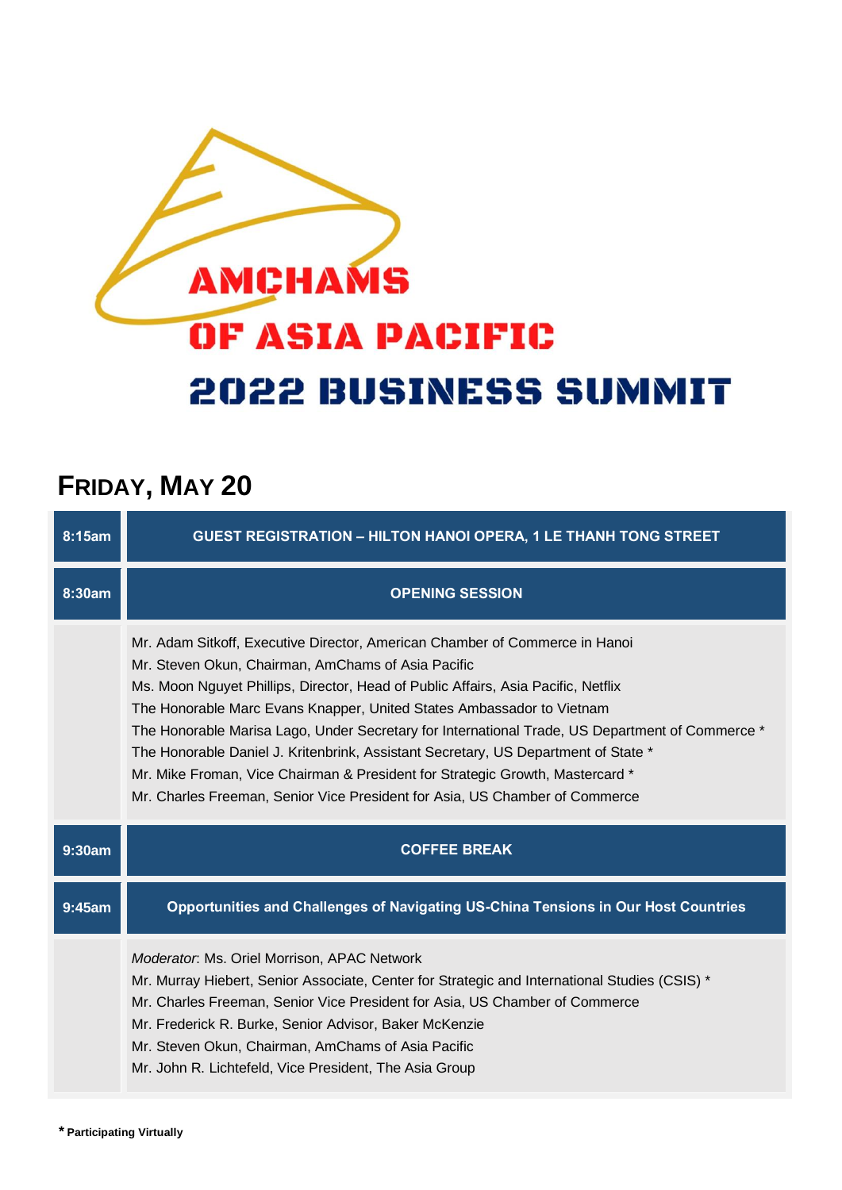# AMCHAMS OF ASIA PACIFIC 2022 BUSINESS SUMMIT

## FRIDAY, MAY 20

| Time | Session |
| --- | --- |
| 8:15am | **GUEST REGISTRATION – HILTON HANOI OPERA, 1 LE THANH TONG STREET** |
| 8:30am | **OPENING SESSION** |
| | Mr. Adam Sitkoff, Executive Director, American Chamber of Commerce in Hanoi<br>Mr. Steven Okun, Chairman, AmChams of Asia Pacific<br>Ms. Moon Nguyet Phillips, Director, Head of Public Affairs, Asia Pacific, Netflix<br>The Honorable Marc Evans Knapper, United States Ambassador to Vietnam<br>The Honorable Marisa Lago, Under Secretary for International Trade, US Department of Commerce *<br>The Honorable Daniel J. Kritenbrink, Assistant Secretary, US Department of State *<br>Mr. Mike Froman, Vice Chairman & President for Strategic Growth, Mastercard *<br>Mr. Charles Freeman, Senior Vice President for Asia, US Chamber of Commerce |
| 9:30am | **COFFEE BREAK** |
| 9:45am | **Opportunities and Challenges of Navigating US-China Tensions in Our Host Countries** |
| | *Moderator*: Ms. Oriel Morrison, APAC Network<br>Mr. Murray Hiebert, Senior Associate, Center for Strategic and International Studies (CSIS) *<br>Mr. Charles Freeman, Senior Vice President for Asia, US Chamber of Commerce<br>Mr. Frederick R. Burke, Senior Advisor, Baker McKenzie<br>Mr. Steven Okun, Chairman, AmChams of Asia Pacific<br>Mr. John R. Lichtefeld, Vice President, The Asia Group |

**\* Participating Virtually**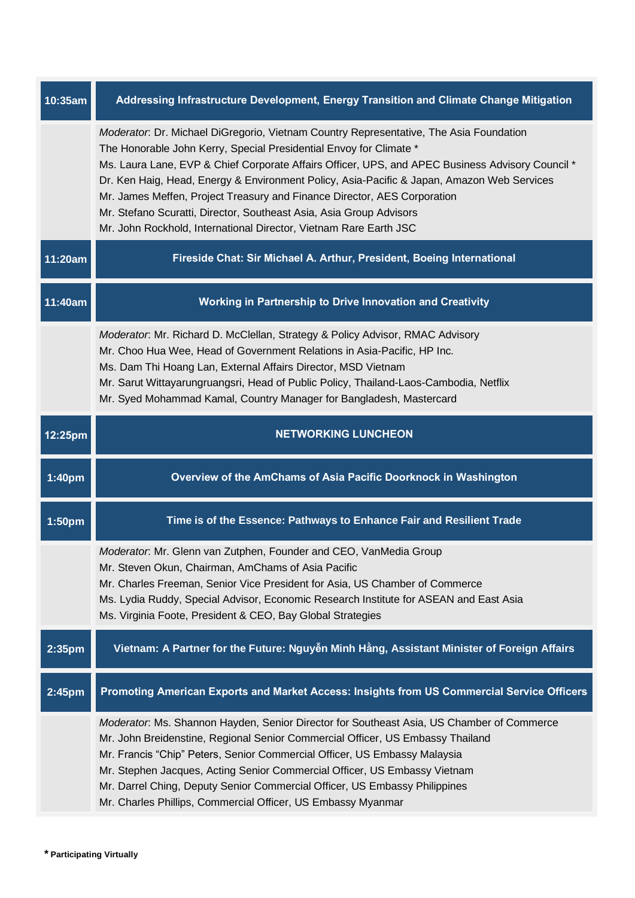| | |
|---|---|
| **10:35am** | **Addressing Infrastructure Development, Energy Transition and Climate Change Mitigation** |
| | *Moderator*: Dr. Michael DiGregorio, Vietnam Country Representative, The Asia Foundation<br>The Honorable John Kerry, Special Presidential Envoy for Climate *<br>Ms. Laura Lane, EVP & Chief Corporate Affairs Officer, UPS, and APEC Business Advisory Council *<br>Dr. Ken Haig, Head, Energy & Environment Policy, Asia-Pacific & Japan, Amazon Web Services<br>Mr. James Meffen, Project Treasury and Finance Director, AES Corporation<br>Mr. Stefano Scuratti, Director, Southeast Asia, Asia Group Advisors<br>Mr. John Rockhold, International Director, Vietnam Rare Earth JSC |
| **11:20am** | **Fireside Chat: Sir Michael A. Arthur, President, Boeing International** |
| **11:40am** | **Working in Partnership to Drive Innovation and Creativity** |
| | *Moderator*: Mr. Richard D. McClellan, Strategy & Policy Advisor, RMAC Advisory<br>Mr. Choo Hua Wee, Head of Government Relations in Asia-Pacific, HP Inc.<br>Ms. Dam Thi Hoang Lan, External Affairs Director, MSD Vietnam<br>Mr. Sarut Wittayarungruangsri, Head of Public Policy, Thailand-Laos-Cambodia, Netflix<br>Mr. Syed Mohammad Kamal, Country Manager for Bangladesh, Mastercard |
| **12:25pm** | **NETWORKING LUNCHEON** |
| **1:40pm** | **Overview of the AmChams of Asia Pacific Doorknock in Washington** |
| **1:50pm** | **Time is of the Essence: Pathways to Enhance Fair and Resilient Trade** |
| | *Moderator*: Mr. Glenn van Zutphen, Founder and CEO, VanMedia Group<br>Mr. Steven Okun, Chairman, AmChams of Asia Pacific<br>Mr. Charles Freeman, Senior Vice President for Asia, US Chamber of Commerce<br>Ms. Lydia Ruddy, Special Advisor, Economic Research Institute for ASEAN and East Asia<br>Ms. Virginia Foote, President & CEO, Bay Global Strategies |
| **2:35pm** | **Vietnam: A Partner for the Future: Nguyễn Minh Hằng, Assistant Minister of Foreign Affairs** |
| **2:45pm** | **Promoting American Exports and Market Access: Insights from US Commercial Service Officers** |
| | *Moderator*: Ms. Shannon Hayden, Senior Director for Southeast Asia, US Chamber of Commerce<br>Mr. John Breidenstine, Regional Senior Commercial Officer, US Embassy Thailand<br>Mr. Francis "Chip" Peters, Senior Commercial Officer, US Embassy Malaysia<br>Mr. Stephen Jacques, Acting Senior Commercial Officer, US Embassy Vietnam<br>Mr. Darrel Ching, Deputy Senior Commercial Officer, US Embassy Philippines<br>Mr. Charles Phillips, Commercial Officer, US Embassy Myanmar |

**\* Participating Virtually**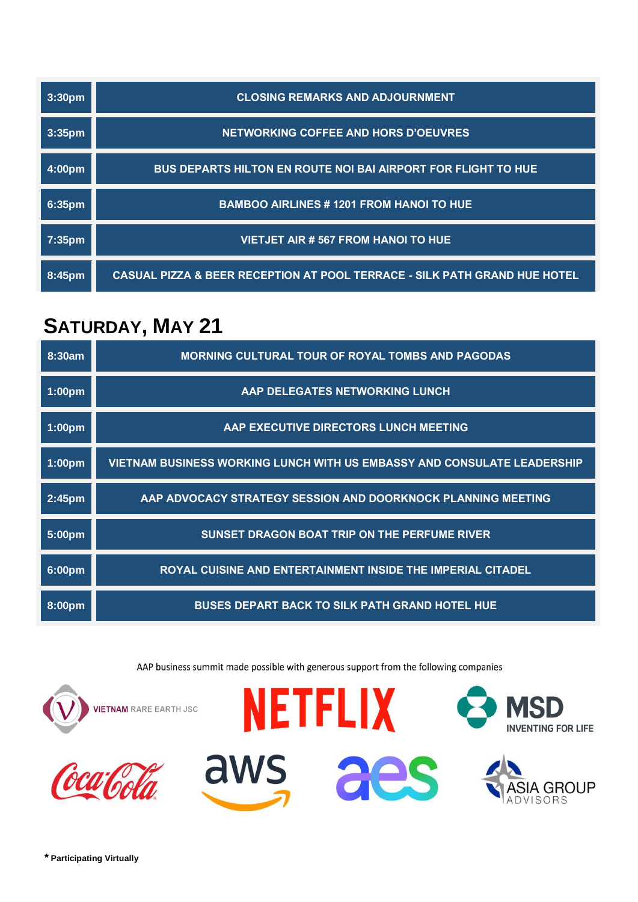| | |
|---|---|
| 3:30pm | CLOSING REMARKS AND ADJOURNMENT |
| 3:35pm | NETWORKING COFFEE AND HORS D'OEUVRES |
| 4:00pm | BUS DEPARTS HILTON EN ROUTE NOI BAI AIRPORT FOR FLIGHT TO HUE |
| 6:35pm | BAMBOO AIRLINES # 1201 FROM HANOI TO HUE |
| 7:35pm | VIETJET AIR # 567 FROM HANOI TO HUE |
| 8:45pm | CASUAL PIZZA & BEER RECEPTION AT POOL TERRACE - SILK PATH GRAND HUE HOTEL |

## SATURDAY, MAY 21

| | |
|---|---|
| 8:30am | MORNING CULTURAL TOUR OF ROYAL TOMBS AND PAGODAS |
| 1:00pm | AAP DELEGATES NETWORKING LUNCH |
| 1:00pm | AAP EXECUTIVE DIRECTORS LUNCH MEETING |
| 1:00pm | VIETNAM BUSINESS WORKING LUNCH WITH US EMBASSY AND CONSULATE LEADERSHIP |
| 2:45pm | AAP ADVOCACY STRATEGY SESSION AND DOORKNOCK PLANNING MEETING |
| 5:00pm | SUNSET DRAGON BOAT TRIP ON THE PERFUME RIVER |
| 6:00pm | ROYAL CUISINE AND ENTERTAINMENT INSIDE THE IMPERIAL CITADEL |
| 8:00pm | BUSES DEPART BACK TO SILK PATH GRAND HOTEL HUE |

AAP business summit made possible with generous support from the following companies

VIETNAM RARE EARTH JSC

NETFLIX

MSD INVENTING FOR LIFE

Coca-Cola

aws

aes

ASIA GROUP ADVISORS

* **Participating Virtually**